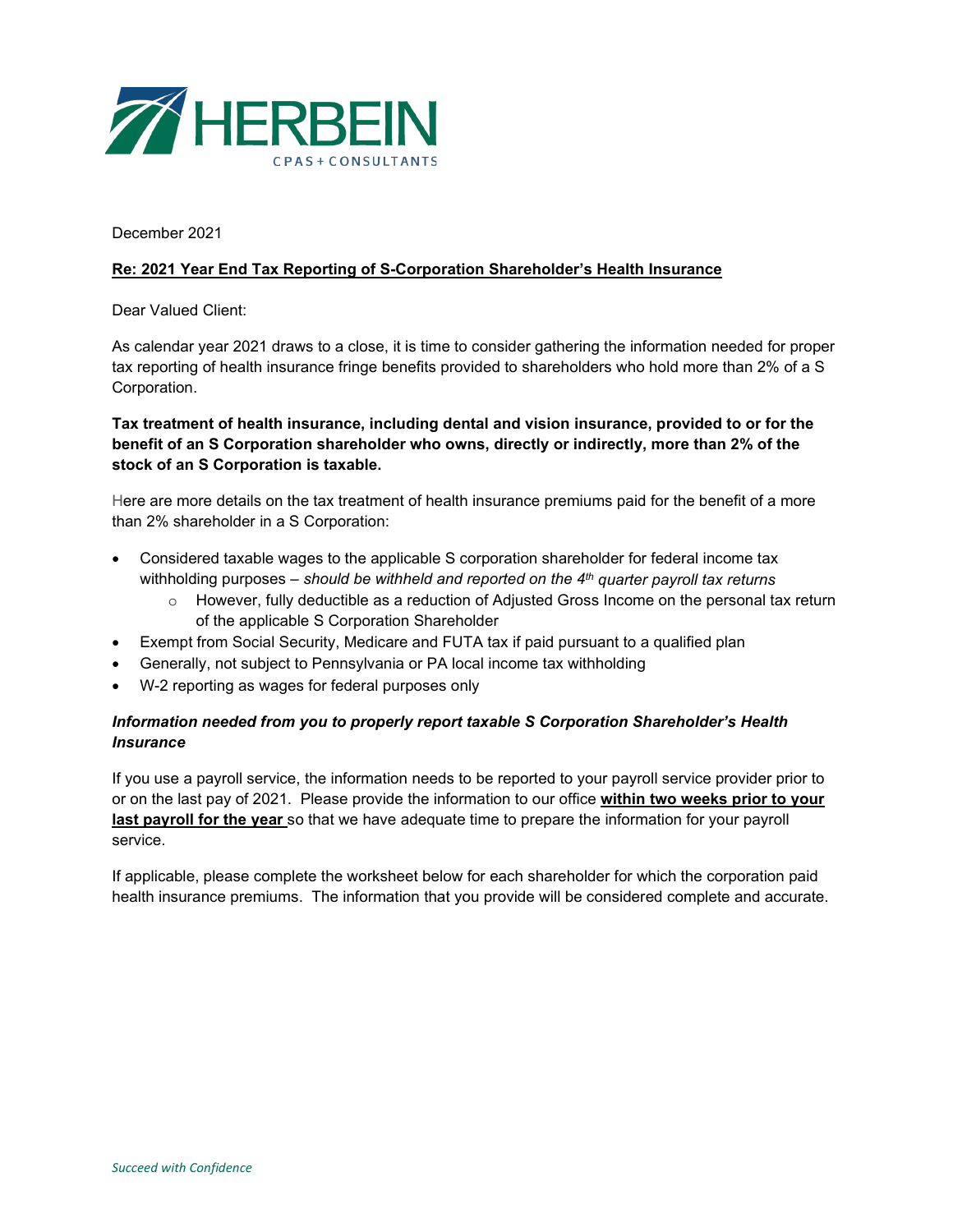December 2021

**Re: 2021 Year End Tax Reporting of S-Corporation Shareholder's Health Insurance**

Dear Valued Client:

As calendar year 2021 draws to a close, it is time to consider gathering the information needed for proper tax reporting of health insurance fringe benefits provided to shareholders who hold more than 2% of a S Corporation.

**Tax treatment of health insurance, including dental and vision insurance, provided to or for the benefit of an S Corporation shareholder who owns, directly or indirectly, more than 2% of the stock of an S Corporation is taxable.**

Here are more details on the tax treatment of health insurance premiums paid for the benefit of a more than 2% shareholder in a S Corporation:

- Considered taxable wages to the applicable S corporation shareholder for federal income tax withholding purposes – *should be withheld and reported on the 4th quarter payroll tax returns*
  - However, fully deductible as a reduction of Adjusted Gross Income on the personal tax return of the applicable S Corporation Shareholder
- Exempt from Social Security, Medicare and FUTA tax if paid pursuant to a qualified plan
- Generally, not subject to Pennsylvania or PA local income tax withholding
- W-2 reporting as wages for federal purposes only

***Information needed from you to properly report taxable S Corporation Shareholder's Health Insurance***

If you use a payroll service, the information needs to be reported to your payroll service provider prior to or on the last pay of 2021. Please provide the information to our office **within two weeks prior to your last payroll for the year** so that we have adequate time to prepare the information for your payroll service.

If applicable, please complete the worksheet below for each shareholder for which the corporation paid health insurance premiums. The information that you provide will be considered complete and accurate.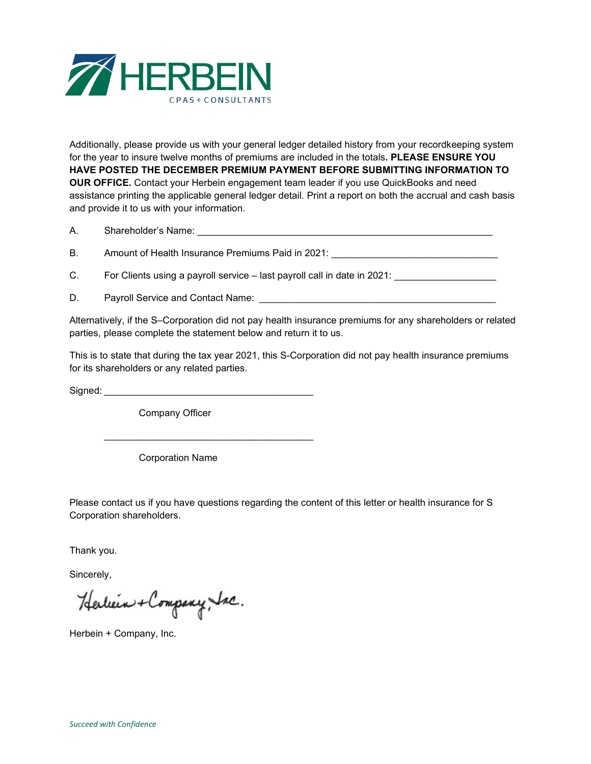HERBEIN

CPAS + CONSULTANTS

Additionally, please provide us with your general ledger detailed history from your recordkeeping system for the year to insure twelve months of premiums are included in the totals**. PLEASE ENSURE YOU HAVE POSTED THE DECEMBER PREMIUM PAYMENT BEFORE SUBMITTING INFORMATION TO OUR OFFICE.** Contact your Herbein engagement team leader if you use QuickBooks and need assistance printing the applicable general ledger detail. Print a report on both the accrual and cash basis and provide it to us with your information.

A. Shareholder's Name: ________________________________________________________

B. Amount of Health Insurance Premiums Paid in 2021: _______________________________

C. For Clients using a payroll service – last payroll call in date in 2021: __________________

D. Payroll Service and Contact Name: ____________________________________________

Alternatively, if the S–Corporation did not pay health insurance premiums for any shareholders or related parties, please complete the statement below and return it to us.

This is to state that during the tax year 2021, this S-Corporation did not pay health insurance premiums for its shareholders or any related parties.

Signed: ________________________________________

Company Officer

________________________________________

Corporation Name

Please contact us if you have questions regarding the content of this letter or health insurance for S Corporation shareholders.

Thank you.

Sincerely,

Herbein + Company, Inc.

Herbein + Company, Inc.

*Succeed with Confidence*